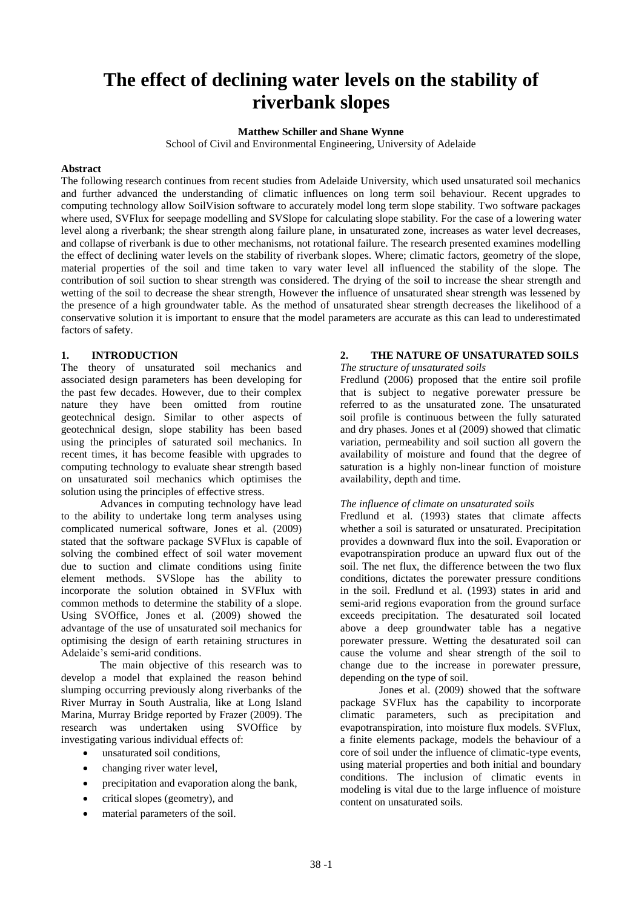# The effect of declining water levels on the stability of riverbank slopes

**Matthew Schiller and Shane Wynne**

School of Civil and Environmental Engineering, University of Adelaide

**Abstract**

The following research continues from recent studies from Adelaide University, which used unsaturated soil mechanics and further advanced the understanding of climatic influences on long term soil behaviour. Recent upgrades to computing technology allow SoilVision software to accurately model long term slope stability. Two software packages where used, SVFlux for seepage modelling and SVSlope for calculating slope stability. For the case of a lowering water level along a riverbank; the shear strength along failure plane, in unsaturated zone, increases as water level decreases, and collapse of riverbank is due to other mechanisms, not rotational failure. The research presented examines modelling the effect of declining water levels on the stability of riverbank slopes. Where; climatic factors, geometry of the slope, material properties of the soil and time taken to vary water level all influenced the stability of the slope. The contribution of soil suction to shear strength was considered. The drying of the soil to increase the shear strength and wetting of the soil to decrease the shear strength, However the influence of unsaturated shear strength was lessened by the presence of a high groundwater table. As the method of unsaturated shear strength decreases the likelihood of a conservative solution it is important to ensure that the model parameters are accurate as this can lead to underestimated factors of safety.

## 1. INTRODUCTION

The theory of unsaturated soil mechanics and associated design parameters has been developing for the past few decades. However, due to their complex nature they have been omitted from routine geotechnical design. Similar to other aspects of geotechnical design, slope stability has been based using the principles of saturated soil mechanics. In recent times, it has become feasible with upgrades to computing technology to evaluate shear strength based on unsaturated soil mechanics which optimises the solution using the principles of effective stress.

Advances in computing technology have lead to the ability to undertake long term analyses using complicated numerical software, Jones et al. (2009) stated that the software package SVFlux is capable of solving the combined effect of soil water movement due to suction and climate conditions using finite element methods. SVSlope has the ability to incorporate the solution obtained in SVFlux with common methods to determine the stability of a slope. Using SVOffice, Jones et al. (2009) showed the advantage of the use of unsaturated soil mechanics for optimising the design of earth retaining structures in Adelaide's semi-arid conditions.

The main objective of this research was to develop a model that explained the reason behind slumping occurring previously along riverbanks of the River Murray in South Australia, like at Long Island Marina, Murray Bridge reported by Frazer (2009). The research was undertaken using SVOffice by investigating various individual effects of:

- unsaturated soil conditions,
- changing river water level,
- precipitation and evaporation along the bank,
- critical slopes (geometry), and
- material parameters of the soil.

## 2. THE NATURE OF UNSATURATED SOILS

*The structure of unsaturated soils*

Fredlund (2006) proposed that the entire soil profile that is subject to negative porewater pressure be referred to as the unsaturated zone. The unsaturated soil profile is continuous between the fully saturated and dry phases. Jones et al (2009) showed that climatic variation, permeability and soil suction all govern the availability of moisture and found that the degree of saturation is a highly non-linear function of moisture availability, depth and time.

*The influence of climate on unsaturated soils*

Fredlund et al. (1993) states that climate affects whether a soil is saturated or unsaturated. Precipitation provides a downward flux into the soil. Evaporation or evapotranspiration produce an upward flux out of the soil. The net flux, the difference between the two flux conditions, dictates the porewater pressure conditions in the soil. Fredlund et al. (1993) states in arid and semi-arid regions evaporation from the ground surface exceeds precipitation. The desaturated soil located above a deep groundwater table has a negative porewater pressure. Wetting the desaturated soil can cause the volume and shear strength of the soil to change due to the increase in porewater pressure, depending on the type of soil.

Jones et al. (2009) showed that the software package SVFlux has the capability to incorporate climatic parameters, such as precipitation and evapotranspiration, into moisture flux models. SVFlux, a finite elements package, models the behaviour of a core of soil under the influence of climatic-type events, using material properties and both initial and boundary conditions. The inclusion of climatic events in modeling is vital due to the large influence of moisture content on unsaturated soils.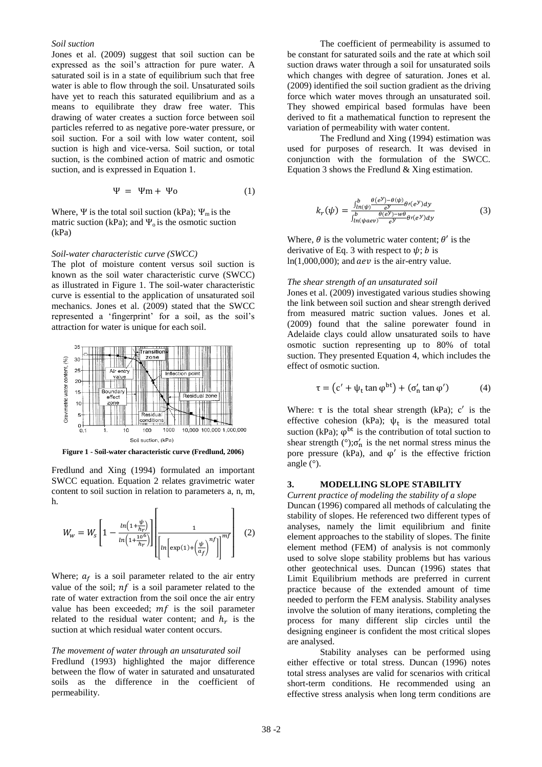*Soil suction*

Jones et al. (2009) suggest that soil suction can be expressed as the soil's attraction for pure water. A saturated soil is in a state of equilibrium such that free water is able to flow through the soil. Unsaturated soils have yet to reach this saturated equilibrium and as a means to equilibrate they draw free water. This drawing of water creates a suction force between soil particles referred to as negative pore-water pressure, or soil suction. For a soil with low water content, soil suction is high and vice-versa. Soil suction, or total suction, is the combined action of matric and osmotic suction, and is expressed in Equation 1.

$$\Psi = \Psi m + \Psi o \qquad (1)$$

Where, $\Psi$ is the total soil suction (kPa); $\Psi_m$ is the matric suction (kPa); and $\Psi_o$ is the osmotic suction (kPa)

*Soil-water characteristic curve (SWCC)*

The plot of moisture content versus soil suction is known as the soil water characteristic curve (SWCC) as illustrated in Figure 1. The soil-water characteristic curve is essential to the application of unsaturated soil mechanics. Jones et al. (2009) stated that the SWCC represented a 'fingerprint' for a soil, as the soil's attraction for water is unique for each soil.

**Figure 1 - Soil-water characteristic curve (Fredlund, 2006)**

Fredlund and Xing (1994) formulated an important SWCC equation. Equation 2 relates gravimetric water content to soil suction in relation to parameters a, n, m, h.

$$W_w = W_s\left[1 - \frac{ln\left(1+\frac{\psi}{h_r}\right)}{ln\left(1+\frac{10^6}{h_r}\right)}\right]\left[\frac{1}{\left[ln\left[\exp(1)+\left(\frac{\psi}{a_f}\right)^{nf}\right]\right]^{mf}}\right] \qquad (2)$$

Where; $a_f$ is a soil parameter related to the air entry value of the soil; $nf$ is a soil parameter related to the rate of water extraction from the soil once the air entry value has been exceeded; $mf$ is the soil parameter related to the residual water content; and $h_r$ is the suction at which residual water content occurs.

*The movement of water through an unsaturated soil*

Fredlund (1993) highlighted the major difference between the flow of water in saturated and unsaturated soils as the difference in the coefficient of permeability.

The coefficient of permeability is assumed to be constant for saturated soils and the rate at which soil suction draws water through a soil for unsaturated soils which changes with degree of saturation. Jones et al. (2009) identified the soil suction gradient as the driving force which water moves through an unsaturated soil. They showed empirical based formulas have been derived to fit a mathematical function to represent the variation of permeability with water content.

The Fredlund and Xing (1994) estimation was used for purposes of research. It was devised in conjunction with the formulation of the SWCC. Equation 3 shows the Fredlund & Xing estimation.

$$k_r(\psi) = \frac{\int_{ln(\psi)}^{b} \frac{\theta(e^y)-\theta(\psi)}{e^y}\theta\prime(e^y)dy}{\int_{ln(\psi aev)}^{b} \frac{\theta(e^y)-w\theta}{e^y}\theta\prime(e^y)dy} \qquad (3)$$

Where, $\theta$ is the volumetric water content; $\theta'$ is the derivative of Eq. 3 with respect to $\psi$; $b$ is ln(1,000,000); and $aev$ is the air-entry value.

*The shear strength of an unsaturated soil*

Jones et al. (2009) investigated various studies showing the link between soil suction and shear strength derived from measured matric suction values. Jones et al. (2009) found that the saline porewater found in Adelaide clays could allow unsaturated soils to have osmotic suction representing up to 80% of total suction. They presented Equation 4, which includes the effect of osmotic suction.

$$\tau = \left(c' + \psi_t \tan \varphi^{bt}\right) + \left(\sigma_n' \tan \varphi'\right) \qquad (4)$$

Where: $\tau$ is the total shear strength (kPa); $c'$ is the effective cohesion (kPa); $\psi_t$ is the measured total suction (kPa); $\varphi^{bt}$ is the contribution of total suction to shear strength (°); $\sigma_n'$ is the net normal stress minus the pore pressure (kPa), and $\varphi'$ is the effective friction angle (°).

## 3. MODELLING SLOPE STABILITY

*Current practice of modeling the stability of a slope*

Duncan (1996) compared all methods of calculating the stability of slopes. He referenced two different types of analyses, namely the limit equilibrium and finite element approaches to the stability of slopes. The finite element method (FEM) of analysis is not commonly used to solve slope stability problems but has various other geotechnical uses. Duncan (1996) states that Limit Equilibrium methods are preferred in current practice because of the extended amount of time needed to perform the FEM analysis. Stability analyses involve the solution of many iterations, completing the process for many different slip circles until the designing engineer is confident the most critical slopes are analysed.

Stability analyses can be performed using either effective or total stress. Duncan (1996) notes total stress analyses are valid for scenarios with critical short-term conditions. He recommended using an effective stress analysis when long term conditions are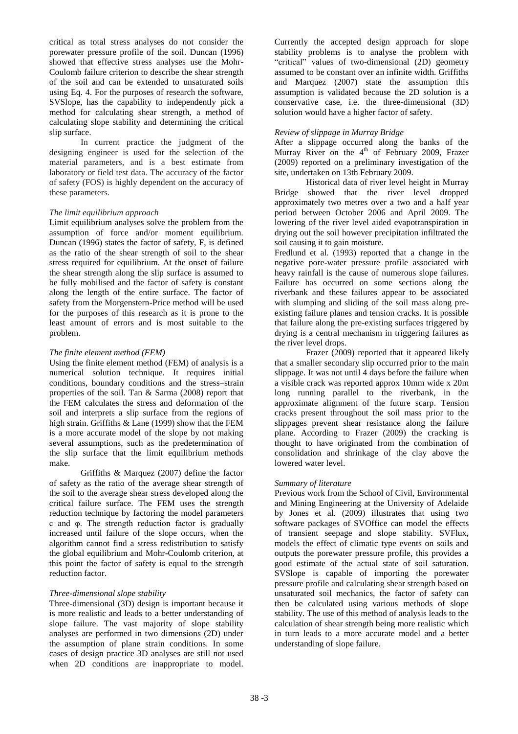critical as total stress analyses do not consider the porewater pressure profile of the soil. Duncan (1996) showed that effective stress analyses use the Mohr-Coulomb failure criterion to describe the shear strength of the soil and can be extended to unsaturated soils using Eq. 4. For the purposes of research the software, SVSlope, has the capability to independently pick a method for calculating shear strength, a method of calculating slope stability and determining the critical slip surface.

In current practice the judgment of the designing engineer is used for the selection of the material parameters, and is a best estimate from laboratory or field test data. The accuracy of the factor of safety (FOS) is highly dependent on the accuracy of these parameters.

*The limit equilibrium approach*

Limit equilibrium analyses solve the problem from the assumption of force and/or moment equilibrium. Duncan (1996) states the factor of safety, F, is defined as the ratio of the shear strength of soil to the shear stress required for equilibrium. At the onset of failure the shear strength along the slip surface is assumed to be fully mobilised and the factor of safety is constant along the length of the entire surface. The factor of safety from the Morgenstern-Price method will be used for the purposes of this research as it is prone to the least amount of errors and is most suitable to the problem.

*The finite element method (FEM)*

Using the finite element method (FEM) of analysis is a numerical solution technique. It requires initial conditions, boundary conditions and the stress–strain properties of the soil. Tan & Sarma (2008) report that the FEM calculates the stress and deformation of the soil and interprets a slip surface from the regions of high strain. Griffiths & Lane (1999) show that the FEM is a more accurate model of the slope by not making several assumptions, such as the predetermination of the slip surface that the limit equilibrium methods make.

Griffiths & Marquez (2007) define the factor of safety as the ratio of the average shear strength of the soil to the average shear stress developed along the critical failure surface. The FEM uses the strength reduction technique by factoring the model parameters c and φ. The strength reduction factor is gradually increased until failure of the slope occurs, when the algorithm cannot find a stress redistribution to satisfy the global equilibrium and Mohr-Coulomb criterion, at this point the factor of safety is equal to the strength reduction factor.

*Three-dimensional slope stability*

Three-dimensional (3D) design is important because it is more realistic and leads to a better understanding of slope failure. The vast majority of slope stability analyses are performed in two dimensions (2D) under the assumption of plane strain conditions. In some cases of design practice 3D analyses are still not used when 2D conditions are inappropriate to model. Currently the accepted design approach for slope stability problems is to analyse the problem with "critical" values of two-dimensional (2D) geometry assumed to be constant over an infinite width. Griffiths and Marquez (2007) state the assumption this assumption is validated because the 2D solution is a conservative case, i.e. the three-dimensional (3D) solution would have a higher factor of safety.

*Review of slippage in Murray Bridge*

After a slippage occurred along the banks of the Murray River on the 4th of February 2009, Frazer (2009) reported on a preliminary investigation of the site, undertaken on 13th February 2009.

Historical data of river level height in Murray Bridge showed that the river level dropped approximately two metres over a two and a half year period between October 2006 and April 2009. The lowering of the river level aided evapotranspiration in drying out the soil however precipitation infiltrated the soil causing it to gain moisture.

Fredlund et al. (1993) reported that a change in the negative pore-water pressure profile associated with heavy rainfall is the cause of numerous slope failures. Failure has occurred on some sections along the riverbank and these failures appear to be associated with slumping and sliding of the soil mass along pre-existing failure planes and tension cracks. It is possible that failure along the pre-existing surfaces triggered by drying is a central mechanism in triggering failures as the river level drops.

Frazer (2009) reported that it appeared likely that a smaller secondary slip occurred prior to the main slippage. It was not until 4 days before the failure when a visible crack was reported approx 10mm wide x 20m long running parallel to the riverbank, in the approximate alignment of the future scarp. Tension cracks present throughout the soil mass prior to the slippages prevent shear resistance along the failure plane. According to Frazer (2009) the cracking is thought to have originated from the combination of consolidation and shrinkage of the clay above the lowered water level.

*Summary of literature*

Previous work from the School of Civil, Environmental and Mining Engineering at the University of Adelaide by Jones et al. (2009) illustrates that using two software packages of SVOffice can model the effects of transient seepage and slope stability. SVFlux, models the effect of climatic type events on soils and outputs the porewater pressure profile, this provides a good estimate of the actual state of soil saturation. SVSlope is capable of importing the porewater pressure profile and calculating shear strength based on unsaturated soil mechanics, the factor of safety can then be calculated using various methods of slope stability. The use of this method of analysis leads to the calculation of shear strength being more realistic which in turn leads to a more accurate model and a better understanding of slope failure.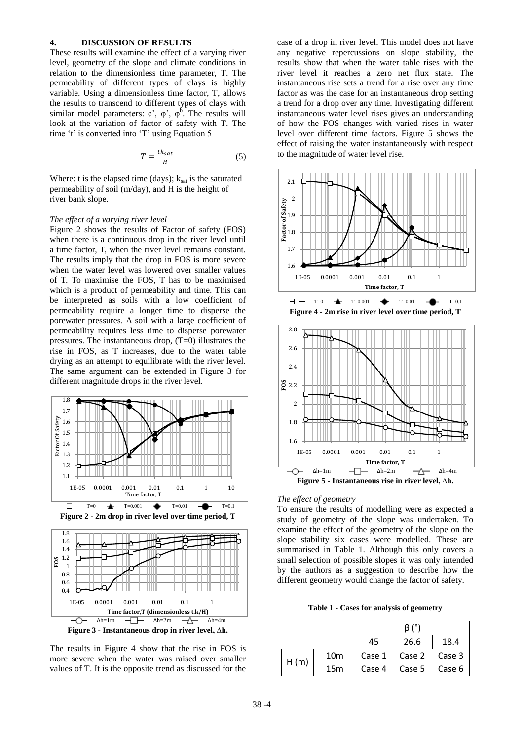## 4. DISCUSSION OF RESULTS

These results will examine the effect of a varying river level, geometry of the slope and climate conditions in relation to the dimensionless time parameter, T. The permeability of different types of clays is highly variable. Using a dimensionless time factor, T, allows the results to transcend to different types of clays with similar model parameters: c', φ', $\varphi^b$. The results will look at the variation of factor of safety with T. The time 't' is converted into 'T' using Equation 5

$$T = \frac{tk_{sat}}{H} \tag{5}$$

Where: t is the elapsed time (days); $k_{sat}$ is the saturated permeability of soil (m/day), and H is the height of river bank slope.

*The effect of a varying river level*

Figure 2 shows the results of Factor of safety (FOS) when there is a continuous drop in the river level until a time factor, T, when the river level remains constant. The results imply that the drop in FOS is more severe when the water level was lowered over smaller values of T. To maximise the FOS, T has to be maximised which is a product of permeability and time. This can be interpreted as soils with a low coefficient of permeability require a longer time to disperse the porewater pressures. A soil with a large coefficient of permeability requires less time to disperse porewater pressures. The instantaneous drop, (T=0) illustrates the rise in FOS, as T increases, due to the water table drying as an attempt to equilibrate with the river level. The same argument can be extended in Figure 3 for different magnitude drops in the river level.

**Figure 2 - 2m drop in river level over time period, T**

**Figure 3 - Instantaneous drop in river level, ∆h.**

The results in Figure 4 show that the rise in FOS is more severe when the water was raised over smaller values of T. It is the opposite trend as discussed for the case of a drop in river level. This model does not have any negative repercussions on slope stability, the results show that when the water table rises with the river level it reaches a zero net flux state. The instantaneous rise sets a trend for a rise over any time factor as was the case for an instantaneous drop setting a trend for a drop over any time. Investigating different instantaneous water level rises gives an understanding of how the FOS changes with varied rises in water level over different time factors. Figure 5 shows the effect of raising the water instantaneously with respect to the magnitude of water level rise.

**Figure 4 - 2m rise in river level over time period, T**

**Figure 5 - Instantaneous rise in river level, ∆h.**

*The effect of geometry*

To ensure the results of modelling were as expected a study of geometry of the slope was undertaken. To examine the effect of the geometry of the slope on the slope stability six cases were modelled. These are summarised in Table 1. Although this only covers a small selection of possible slopes it was only intended by the authors as a suggestion to describe how the different geometry would change the factor of safety.

**Table 1 - Cases for analysis of geometry**

| | | β (°) | | |
|---|---|---|---|---|
| | | 45 | 26.6 | 18.4 |
| H (m) | 10m | Case 1 | Case 2 | Case 3 |
| | 15m | Case 4 | Case 5 | Case 6 |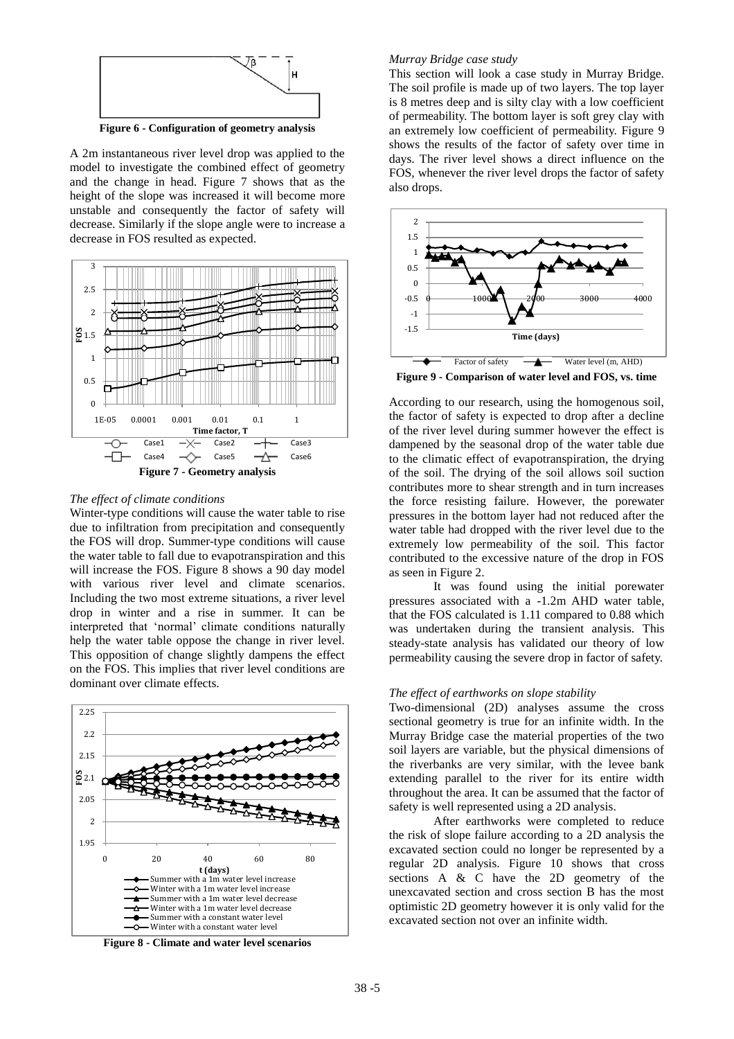Figure 6 - Configuration of geometry analysis

A 2m instantaneous river level drop was applied to the model to investigate the combined effect of geometry and the change in head. Figure 7 shows that as the height of the slope was increased it will become more unstable and consequently the factor of safety will decrease. Similarly if the slope angle were to increase a decrease in FOS resulted as expected.

Figure 7 - Geometry analysis

*The effect of climate conditions*

Winter-type conditions will cause the water table to rise due to infiltration from precipitation and consequently the FOS will drop. Summer-type conditions will cause the water table to fall due to evapotranspiration and this will increase the FOS. Figure 8 shows a 90 day model with various river level and climate scenarios. Including the two most extreme situations, a river level drop in winter and a rise in summer. It can be interpreted that 'normal' climate conditions naturally help the water table oppose the change in river level. This opposition of change slightly dampens the effect on the FOS. This implies that river level conditions are dominant over climate effects.

Figure 8 - Climate and water level scenarios

*Murray Bridge case study*

This section will look a case study in Murray Bridge. The soil profile is made up of two layers. The top layer is 8 metres deep and is silty clay with a low coefficient of permeability. The bottom layer is soft grey clay with an extremely low coefficient of permeability. Figure 9 shows the results of the factor of safety over time in days. The river level shows a direct influence on the FOS, whenever the river level drops the factor of safety also drops.

Figure 9 - Comparison of water level and FOS, vs. time

According to our research, using the homogenous soil, the factor of safety is expected to drop after a decline of the river level during summer however the effect is dampened by the seasonal drop of the water table due to the climatic effect of evapotranspiration, the drying of the soil. The drying of the soil allows soil suction contributes more to shear strength and in turn increases the force resisting failure. However, the porewater pressures in the bottom layer had not reduced after the water table had dropped with the river level due to the extremely low permeability of the soil. This factor contributed to the excessive nature of the drop in FOS as seen in Figure 2.

It was found using the initial porewater pressures associated with a -1.2m AHD water table, that the FOS calculated is 1.11 compared to 0.88 which was undertaken during the transient analysis. This steady-state analysis has validated our theory of low permeability causing the severe drop in factor of safety.

*The effect of earthworks on slope stability*

Two-dimensional (2D) analyses assume the cross sectional geometry is true for an infinite width. In the Murray Bridge case the material properties of the two soil layers are variable, but the physical dimensions of the riverbanks are very similar, with the levee bank extending parallel to the river for its entire width throughout the area. It can be assumed that the factor of safety is well represented using a 2D analysis.

After earthworks were completed to reduce the risk of slope failure according to a 2D analysis the excavated section could no longer be represented by a regular 2D analysis. Figure 10 shows that cross sections A & C have the 2D geometry of the unexcavated section and cross section B has the most optimistic 2D geometry however it is only valid for the excavated section not over an infinite width.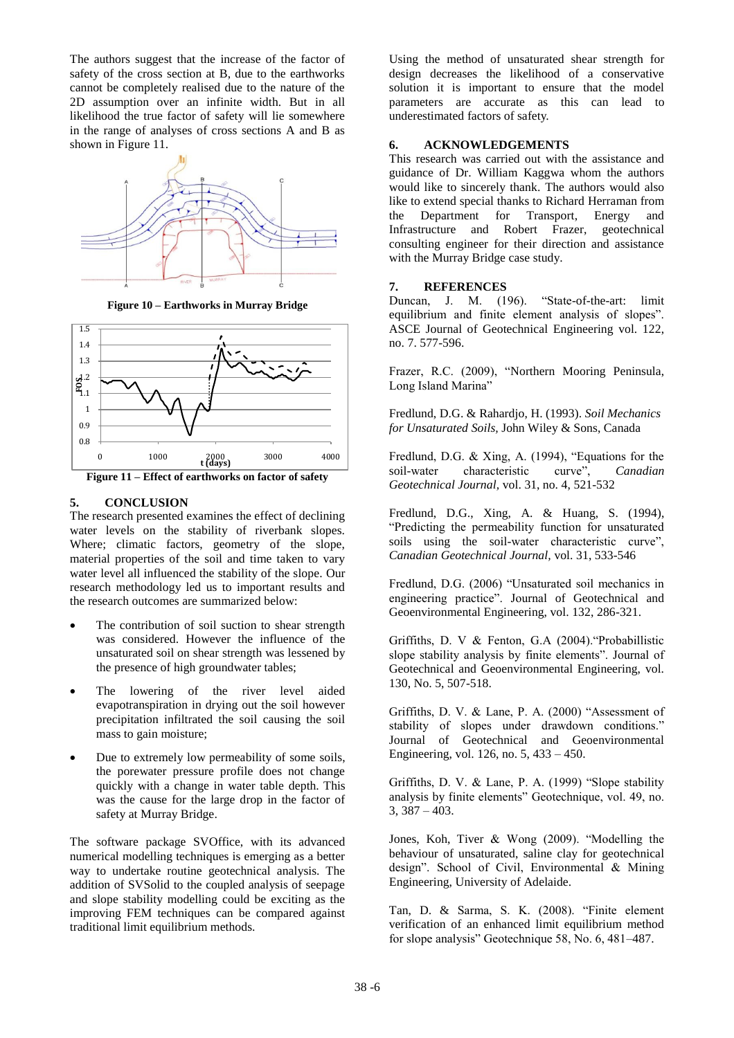The authors suggest that the increase of the factor of safety of the cross section at B, due to the earthworks cannot be completely realised due to the nature of the 2D assumption over an infinite width. But in all likelihood the true factor of safety will lie somewhere in the range of analyses of cross sections A and B as shown in Figure 11.

A
B
C
RIVER
MURRAY

**Figure 10 – Earthworks in Murray Bridge**

1.5
1.4
1.3
1.2
1.1
1
0.9
0.8
FOS
0
1000
2000
3000
4000
t (days)

**Figure 11 – Effect of earthworks on factor of safety**

## 5. CONCLUSION

The research presented examines the effect of declining water levels on the stability of riverbank slopes. Where; climatic factors, geometry of the slope, material properties of the soil and time taken to vary water level all influenced the stability of the slope. Our research methodology led us to important results and the research outcomes are summarized below:

- The contribution of soil suction to shear strength was considered. However the influence of the unsaturated soil on shear strength was lessened by the presence of high groundwater tables;
- The lowering of the river level aided evapotranspiration in drying out the soil however precipitation infiltrated the soil causing the soil mass to gain moisture;
- Due to extremely low permeability of some soils, the porewater pressure profile does not change quickly with a change in water table depth. This was the cause for the large drop in the factor of safety at Murray Bridge.

The software package SVOffice, with its advanced numerical modelling techniques is emerging as a better way to undertake routine geotechnical analysis. The addition of SVSolid to the coupled analysis of seepage and slope stability modelling could be exciting as the improving FEM techniques can be compared against traditional limit equilibrium methods.

Using the method of unsaturated shear strength for design decreases the likelihood of a conservative solution it is important to ensure that the model parameters are accurate as this can lead to underestimated factors of safety.

## 6. ACKNOWLEDGEMENTS

This research was carried out with the assistance and guidance of Dr. William Kaggwa whom the authors would like to sincerely thank. The authors would also like to extend special thanks to Richard Herraman from the Department for Transport, Energy and Infrastructure and Robert Frazer, geotechnical consulting engineer for their direction and assistance with the Murray Bridge case study.

## 7. REFERENCES

Duncan, J. M. (196). "State-of-the-art: limit equilibrium and finite element analysis of slopes". ASCE Journal of Geotechnical Engineering vol. 122, no. 7. 577-596.

Frazer, R.C. (2009), "Northern Mooring Peninsula, Long Island Marina"

Fredlund, D.G. & Rahardjo, H. (1993). *Soil Mechanics for Unsaturated Soils*, John Wiley & Sons, Canada

Fredlund, D.G. & Xing, A. (1994), "Equations for the soil-water characteristic curve", *Canadian Geotechnical Journal*, vol. 31, no. 4, 521-532

Fredlund, D.G., Xing, A. & Huang, S. (1994), "Predicting the permeability function for unsaturated soils using the soil-water characteristic curve", *Canadian Geotechnical Journal*, vol. 31, 533-546

Fredlund, D.G. (2006) "Unsaturated soil mechanics in engineering practice". Journal of Geotechnical and Geoenvironmental Engineering, vol. 132, 286-321.

Griffiths, D. V & Fenton, G.A (2004)."Probabillistic slope stability analysis by finite elements". Journal of Geotechnical and Geoenvironmental Engineering, vol. 130, No. 5, 507-518.

Griffiths, D. V. & Lane, P. A. (2000) "Assessment of stability of slopes under drawdown conditions." Journal of Geotechnical and Geoenvironmental Engineering, vol. 126, no. 5, 433 – 450.

Griffiths, D. V. & Lane, P. A. (1999) "Slope stability analysis by finite elements" Geotechnique, vol. 49, no. 3, 387 – 403.

Jones, Koh, Tiver & Wong (2009). "Modelling the behaviour of unsaturated, saline clay for geotechnical design". School of Civil, Environmental & Mining Engineering, University of Adelaide.

Tan, D. & Sarma, S. K. (2008). "Finite element verification of an enhanced limit equilibrium method for slope analysis" Geotechnique 58, No. 6, 481–487.